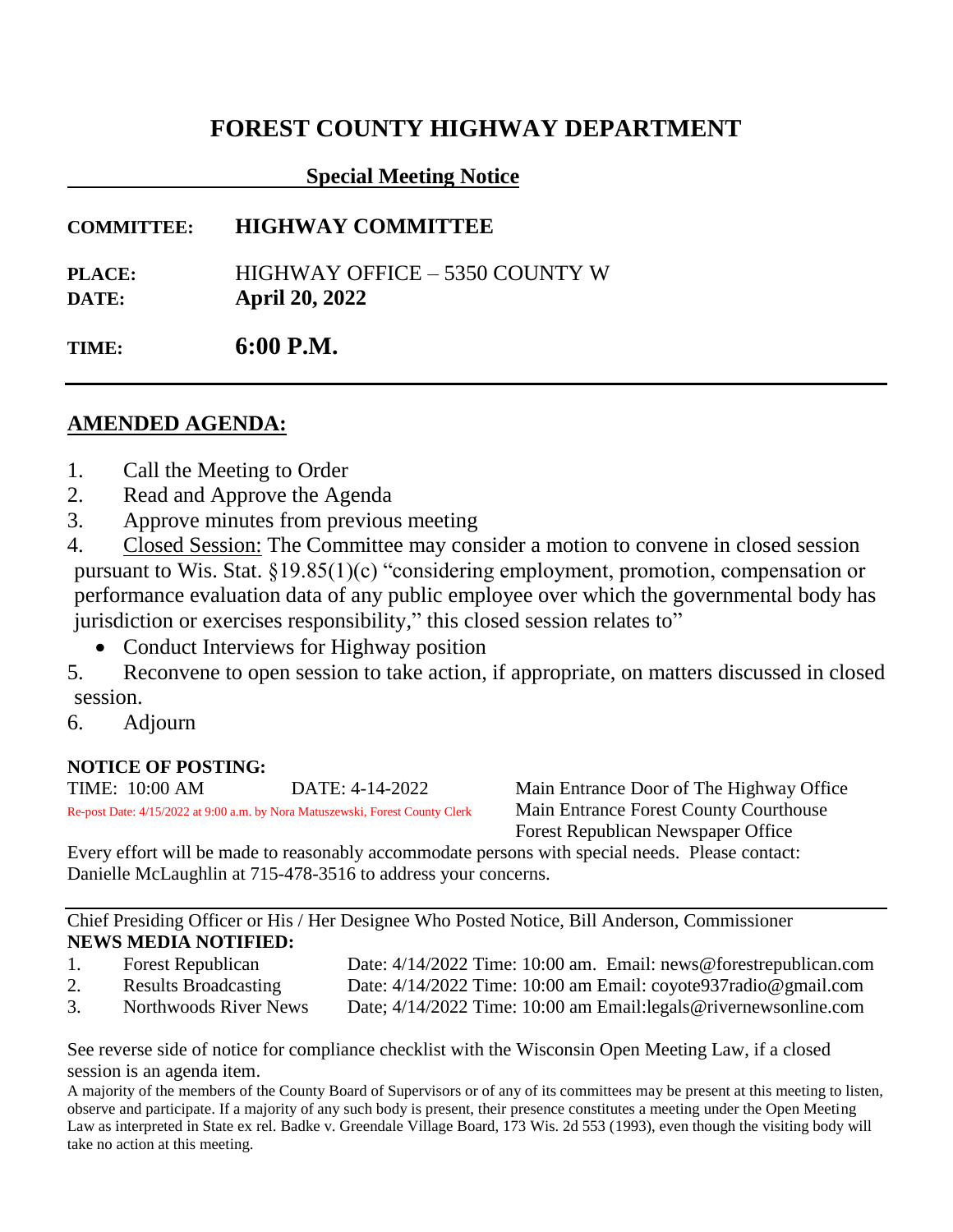# FOREST COUNTY HIGHWAY DEPARTMENT

## Special Meeting Notice

**COMMITTEE:** **HIGHWAY COMMITTEE**

**PLACE:** HIGHWAY OFFICE – 5350 COUNTY W
**DATE:** **April 20, 2022**

**TIME:** **6:00 P.M.**

---

## AMENDED AGENDA:

1. Call the Meeting to Order
2. Read and Approve the Agenda
3. Approve minutes from previous meeting
4. Closed Session: The Committee may consider a motion to convene in closed session pursuant to Wis. Stat. §19.85(1)(c) "considering employment, promotion, compensation or performance evaluation data of any public employee over which the governmental body has jurisdiction or exercises responsibility," this closed session relates to"
   - Conduct Interviews for Highway position
5. Reconvene to open session to take action, if appropriate, on matters discussed in closed session.
6. Adjourn

**NOTICE OF POSTING:**

TIME: 10:00 AM DATE: 4-14-2022

Re-post Date: 4/15/2022 at 9:00 a.m. by Nora Matuszewski, Forest County Clerk

Main Entrance Door of The Highway Office
Main Entrance Forest County Courthouse
Forest Republican Newspaper Office

Every effort will be made to reasonably accommodate persons with special needs. Please contact: Danielle McLaughlin at 715-478-3516 to address your concerns.

---

Chief Presiding Officer or His / Her Designee Who Posted Notice, Bill Anderson, Commissioner

**NEWS MEDIA NOTIFIED:**

1. Forest Republican Date: 4/14/2022 Time: 10:00 am. Email: news@forestrepublican.com
2. Results Broadcasting Date: 4/14/2022 Time: 10:00 am Email: coyote937radio@gmail.com
3. Northwoods River News Date; 4/14/2022 Time: 10:00 am Email:legals@rivernewsonline.com

See reverse side of notice for compliance checklist with the Wisconsin Open Meeting Law, if a closed session is an agenda item.

A majority of the members of the County Board of Supervisors or of any of its committees may be present at this meeting to listen, observe and participate. If a majority of any such body is present, their presence constitutes a meeting under the Open Meeting Law as interpreted in State ex rel. Badke v. Greendale Village Board, 173 Wis. 2d 553 (1993), even though the visiting body will take no action at this meeting.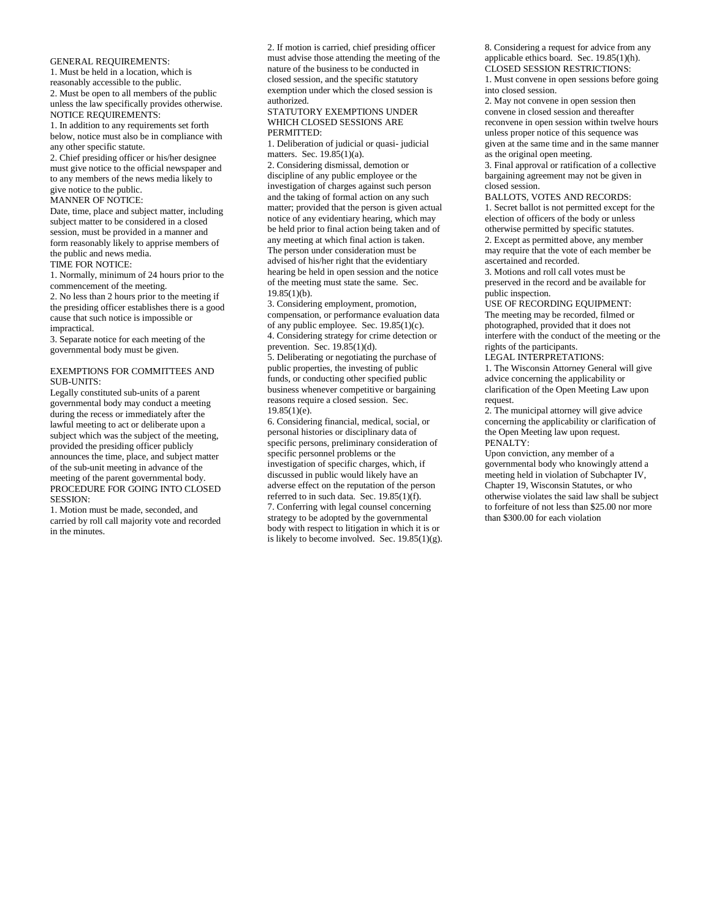GENERAL REQUIREMENTS:

1. Must be held in a location, which is reasonably accessible to the public.
2. Must be open to all members of the public unless the law specifically provides otherwise.

NOTICE REQUIREMENTS:

1. In addition to any requirements set forth below, notice must also be in compliance with any other specific statute.
2. Chief presiding officer or his/her designee must give notice to the official newspaper and to any members of the news media likely to give notice to the public.

MANNER OF NOTICE:

Date, time, place and subject matter, including subject matter to be considered in a closed session, must be provided in a manner and form reasonably likely to apprise members of the public and news media.

TIME FOR NOTICE:

1. Normally, minimum of 24 hours prior to the commencement of the meeting.
2. No less than 2 hours prior to the meeting if the presiding officer establishes there is a good cause that such notice is impossible or impractical.
3. Separate notice for each meeting of the governmental body must be given.

EXEMPTIONS FOR COMMITTEES AND SUB-UNITS:

Legally constituted sub-units of a parent governmental body may conduct a meeting during the recess or immediately after the lawful meeting to act or deliberate upon a subject which was the subject of the meeting, provided the presiding officer publicly announces the time, place, and subject matter of the sub-unit meeting in advance of the meeting of the parent governmental body.

PROCEDURE FOR GOING INTO CLOSED SESSION:

1. Motion must be made, seconded, and carried by roll call majority vote and recorded in the minutes.
2. If motion is carried, chief presiding officer must advise those attending the meeting of the nature of the business to be conducted in closed session, and the specific statutory exemption under which the closed session is authorized.

STATUTORY EXEMPTIONS UNDER WHICH CLOSED SESSIONS ARE PERMITTED:

1. Deliberation of judicial or quasi- judicial matters. Sec. 19.85(1)(a).
2. Considering dismissal, demotion or discipline of any public employee or the investigation of charges against such person and the taking of formal action on any such matter; provided that the person is given actual notice of any evidentiary hearing, which may be held prior to final action being taken and of any meeting at which final action is taken. The person under consideration must be advised of his/her right that the evidentiary hearing be held in open session and the notice of the meeting must state the same. Sec. 19.85(1)(b).
3. Considering employment, promotion, compensation, or performance evaluation data of any public employee. Sec. 19.85(1)(c).
4. Considering strategy for crime detection or prevention. Sec. 19.85(1)(d).
5. Deliberating or negotiating the purchase of public properties, the investing of public funds, or conducting other specified public business whenever competitive or bargaining reasons require a closed session. Sec. 19.85(1)(e).
6. Considering financial, medical, social, or personal histories or disciplinary data of specific persons, preliminary consideration of specific personnel problems or the investigation of specific charges, which, if discussed in public would likely have an adverse effect on the reputation of the person referred to in such data. Sec. 19.85(1)(f).
7. Conferring with legal counsel concerning strategy to be adopted by the governmental body with respect to litigation in which it is or is likely to become involved. Sec. 19.85(1)(g).
8. Considering a request for advice from any applicable ethics board. Sec. 19.85(1)(h).

CLOSED SESSION RESTRICTIONS:

1. Must convene in open sessions before going into closed session.
2. May not convene in open session then convene in closed session and thereafter reconvene in open session within twelve hours unless proper notice of this sequence was given at the same time and in the same manner as the original open meeting.
3. Final approval or ratification of a collective bargaining agreement may not be given in closed session.

BALLOTS, VOTES AND RECORDS:

1. Secret ballot is not permitted except for the election of officers of the body or unless otherwise permitted by specific statutes.
2. Except as permitted above, any member may require that the vote of each member be ascertained and recorded.
3. Motions and roll call votes must be preserved in the record and be available for public inspection.

USE OF RECORDING EQUIPMENT:

The meeting may be recorded, filmed or photographed, provided that it does not interfere with the conduct of the meeting or the rights of the participants.

LEGAL INTERPRETATIONS:

1. The Wisconsin Attorney General will give advice concerning the applicability or clarification of the Open Meeting Law upon request.
2. The municipal attorney will give advice concerning the applicability or clarification of the Open Meeting law upon request.

PENALTY:

Upon conviction, any member of a governmental body who knowingly attend a meeting held in violation of Subchapter IV, Chapter 19, Wisconsin Statutes, or who otherwise violates the said law shall be subject to forfeiture of not less than $25.00 nor more than $300.00 for each violation